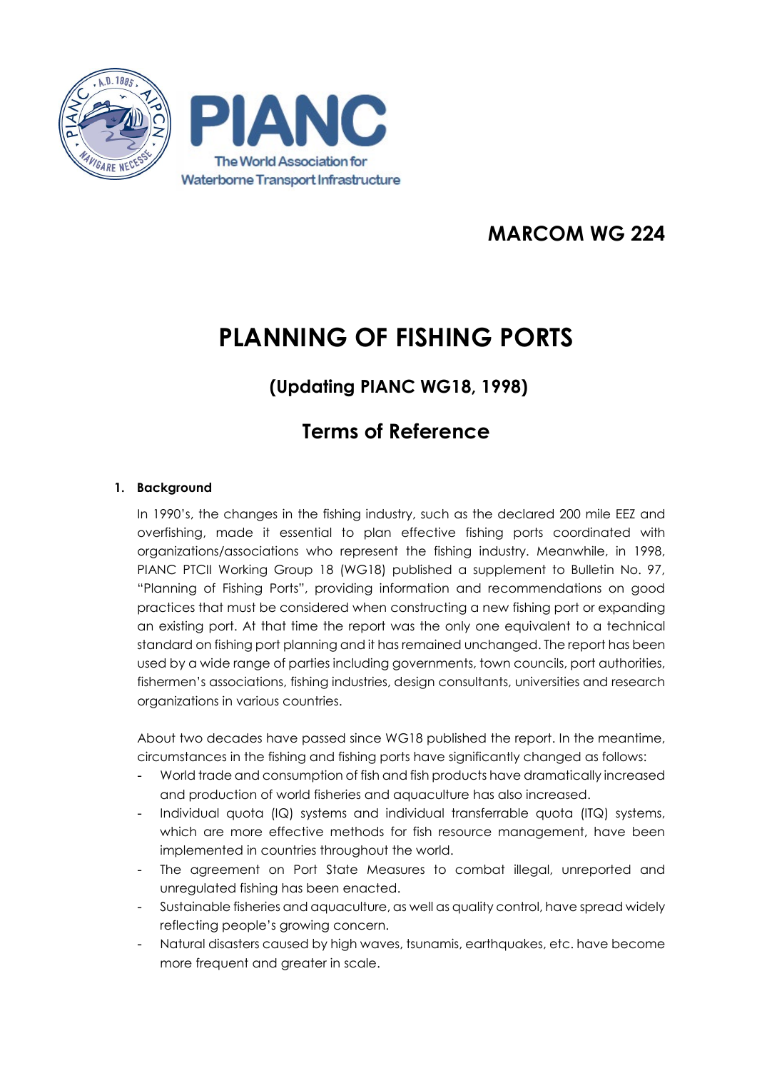PIANC

The World Association for Waterborne Transport Infrastructure

MARCOM WG 224

# PLANNING OF FISHING PORTS

## (Updating PIANC WG18, 1998)

## Terms of Reference

### 1. Background

In 1990's, the changes in the fishing industry, such as the declared 200 mile EEZ and overfishing, made it essential to plan effective fishing ports coordinated with organizations/associations who represent the fishing industry. Meanwhile, in 1998, PIANC PTCII Working Group 18 (WG18) published a supplement to Bulletin No. 97, "Planning of Fishing Ports", providing information and recommendations on good practices that must be considered when constructing a new fishing port or expanding an existing port. At that time the report was the only one equivalent to a technical standard on fishing port planning and it has remained unchanged. The report has been used by a wide range of parties including governments, town councils, port authorities, fishermen's associations, fishing industries, design consultants, universities and research organizations in various countries.

About two decades have passed since WG18 published the report. In the meantime, circumstances in the fishing and fishing ports have significantly changed as follows:

- World trade and consumption of fish and fish products have dramatically increased and production of world fisheries and aquaculture has also increased.
- Individual quota (IQ) systems and individual transferrable quota (ITQ) systems, which are more effective methods for fish resource management, have been implemented in countries throughout the world.
- The agreement on Port State Measures to combat illegal, unreported and unregulated fishing has been enacted.
- Sustainable fisheries and aquaculture, as well as quality control, have spread widely reflecting people's growing concern.
- Natural disasters caused by high waves, tsunamis, earthquakes, etc. have become more frequent and greater in scale.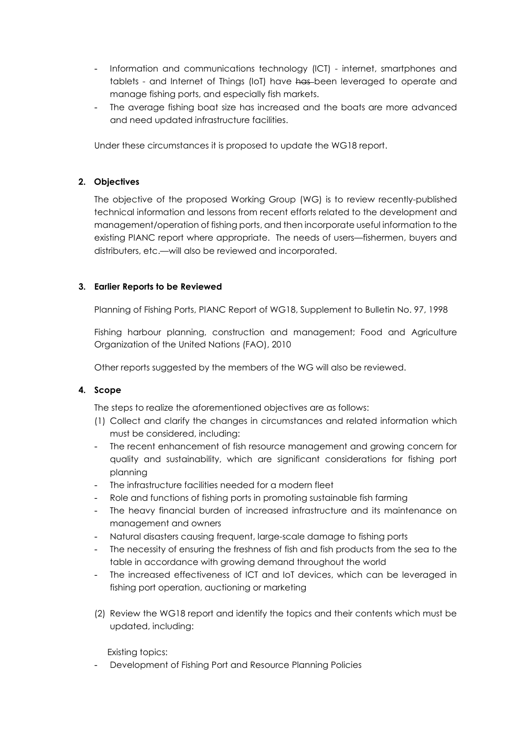- Information and communications technology (ICT) - internet, smartphones and tablets - and Internet of Things (IoT) have ~~has~~ been leveraged to operate and manage fishing ports, and especially fish markets.
- The average fishing boat size has increased and the boats are more advanced and need updated infrastructure facilities.

Under these circumstances it is proposed to update the WG18 report.

## 2. Objectives

The objective of the proposed Working Group (WG) is to review recently-published technical information and lessons from recent efforts related to the development and management/operation of fishing ports, and then incorporate useful information to the existing PIANC report where appropriate. The needs of users—fishermen, buyers and distributers, etc.—will also be reviewed and incorporated.

## 3. Earlier Reports to be Reviewed

Planning of Fishing Ports, PIANC Report of WG18, Supplement to Bulletin No. 97, 1998

Fishing harbour planning, construction and management; Food and Agriculture Organization of the United Nations (FAO), 2010

Other reports suggested by the members of the WG will also be reviewed.

## 4. Scope

The steps to realize the aforementioned objectives are as follows:

(1) Collect and clarify the changes in circumstances and related information which must be considered, including:

- The recent enhancement of fish resource management and growing concern for quality and sustainability, which are significant considerations for fishing port planning
- The infrastructure facilities needed for a modern fleet
- Role and functions of fishing ports in promoting sustainable fish farming
- The heavy financial burden of increased infrastructure and its maintenance on management and owners
- Natural disasters causing frequent, large-scale damage to fishing ports
- The necessity of ensuring the freshness of fish and fish products from the sea to the table in accordance with growing demand throughout the world
- The increased effectiveness of ICT and IoT devices, which can be leveraged in fishing port operation, auctioning or marketing

(2) Review the WG18 report and identify the topics and their contents which must be updated, including:

Existing topics:

- Development of Fishing Port and Resource Planning Policies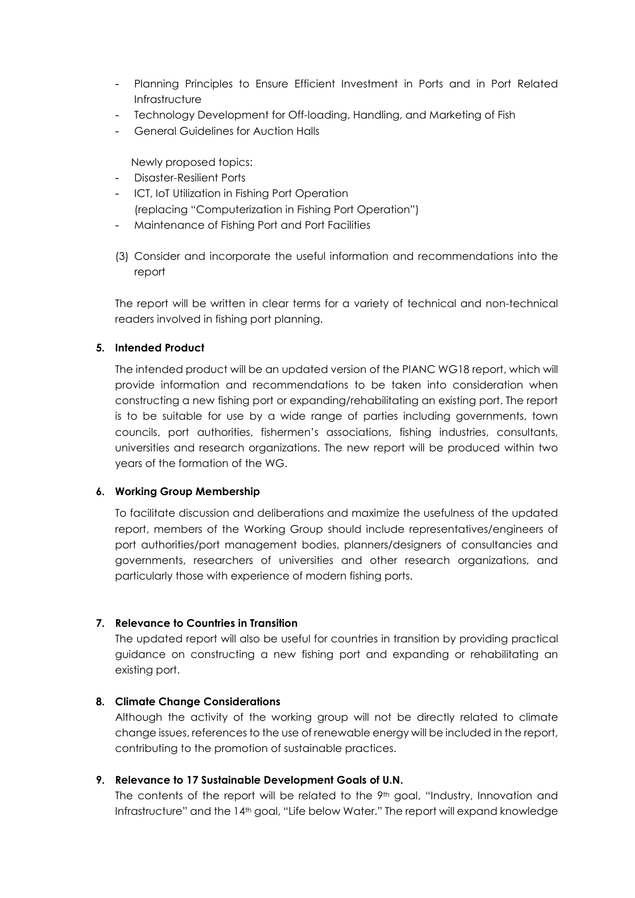- Planning Principles to Ensure Efficient Investment in Ports and in Port Related Infrastructure
- Technology Development for Off-loading, Handling, and Marketing of Fish
- General Guidelines for Auction Halls

Newly proposed topics:

- Disaster-Resilient Ports
- ICT, IoT Utilization in Fishing Port Operation (replacing "Computerization in Fishing Port Operation")
- Maintenance of Fishing Port and Port Facilities

(3) Consider and incorporate the useful information and recommendations into the report

The report will be written in clear terms for a variety of technical and non-technical readers involved in fishing port planning.

**5. Intended Product**

The intended product will be an updated version of the PIANC WG18 report, which will provide information and recommendations to be taken into consideration when constructing a new fishing port or expanding/rehabilitating an existing port. The report is to be suitable for use by a wide range of parties including governments, town councils, port authorities, fishermen's associations, fishing industries, consultants, universities and research organizations. The new report will be produced within two years of the formation of the WG.

**6. Working Group Membership**

To facilitate discussion and deliberations and maximize the usefulness of the updated report, members of the Working Group should include representatives/engineers of port authorities/port management bodies, planners/designers of consultancies and governments, researchers of universities and other research organizations, and particularly those with experience of modern fishing ports.

**7. Relevance to Countries in Transition**

The updated report will also be useful for countries in transition by providing practical guidance on constructing a new fishing port and expanding or rehabilitating an existing port.

**8. Climate Change Considerations**

Although the activity of the working group will not be directly related to climate change issues, references to the use of renewable energy will be included in the report, contributing to the promotion of sustainable practices.

**9. Relevance to 17 Sustainable Development Goals of U.N.**

The contents of the report will be related to the 9th goal, "Industry, Innovation and Infrastructure" and the 14th goal, "Life below Water." The report will expand knowledge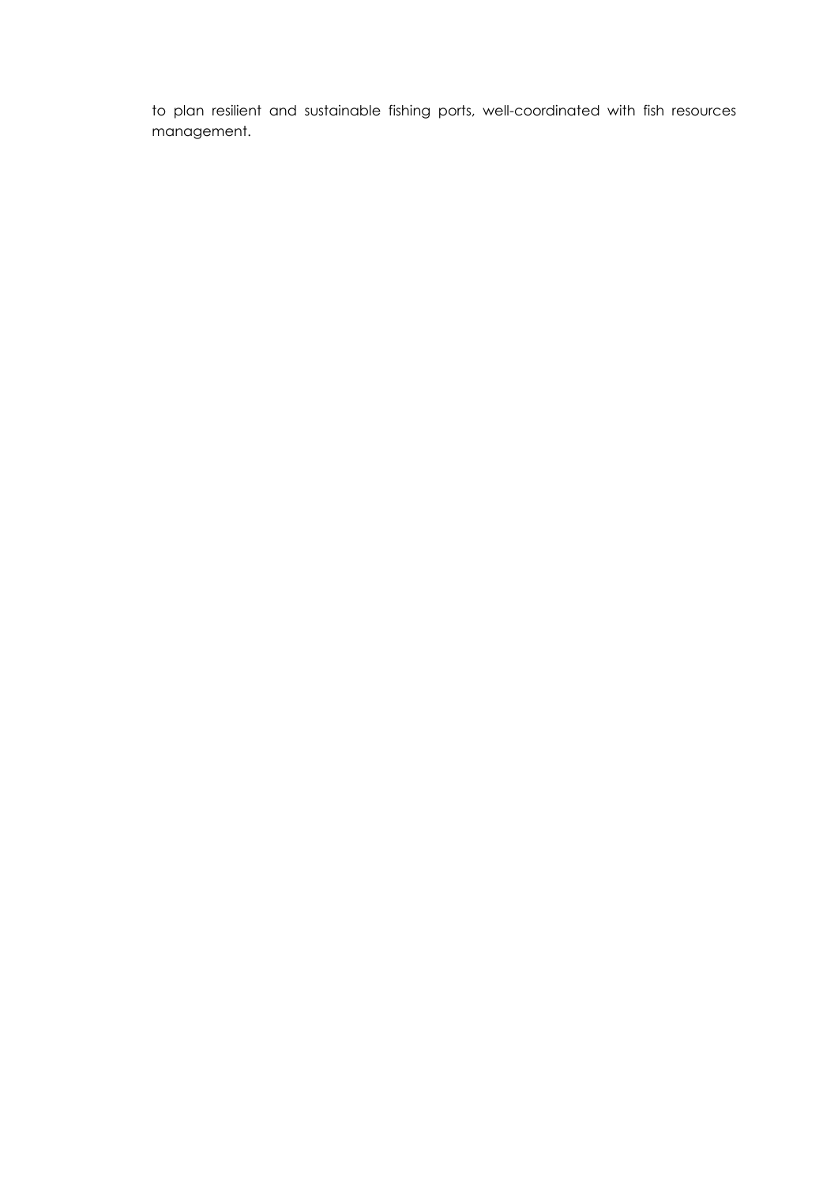to plan resilient and sustainable fishing ports, well-coordinated with fish resources management.